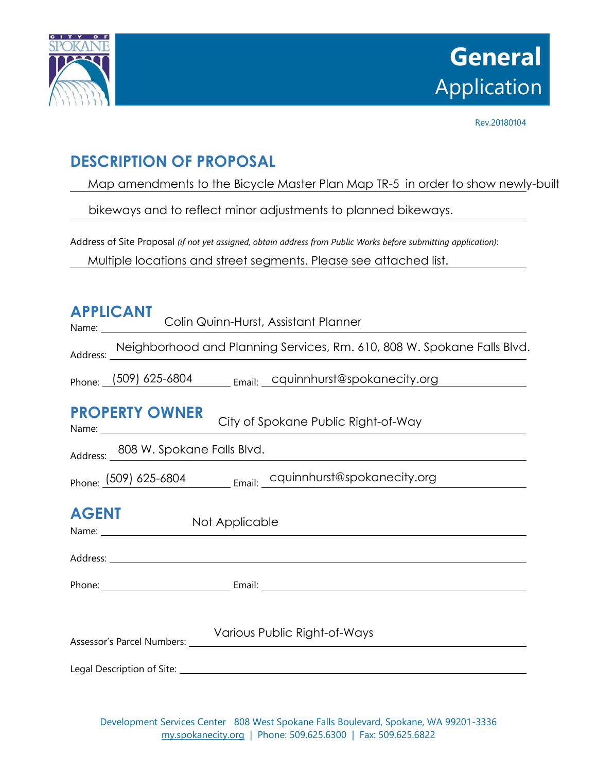# General Application

Rev.20180104

## DESCRIPTION OF PROPOSAL

Map amendments to the Bicycle Master Plan Map TR-5 in order to show newly-built bikeways and to reflect minor adjustments to planned bikeways.

Address of Site Proposal *(if not yet assigned, obtain address from Public Works before submitting application)*:

Multiple locations and street segments. Please see attached list.

## APPLICANT

Name: Colin Quinn-Hurst, Assistant Planner

Address: Neighborhood and Planning Services, Rm. 610, 808 W. Spokane Falls Blvd.

Phone: (509) 625-6804 Email: cquinnhurst@spokanecity.org

## PROPERTY OWNER

Name: City of Spokane Public Right-of-Way

Address: 808 W. Spokane Falls Blvd.

Phone: (509) 625-6804 Email: cquinnhurst@spokanecity.org

## AGENT

Name: Not Applicable

Address:

Phone: Email:

Assessor's Parcel Numbers: Various Public Right-of-Ways

Legal Description of Site:

Development Services Center 808 West Spokane Falls Boulevard, Spokane, WA 99201-3336
my.spokanecity.org | Phone: 509.625.6300 | Fax: 509.625.6822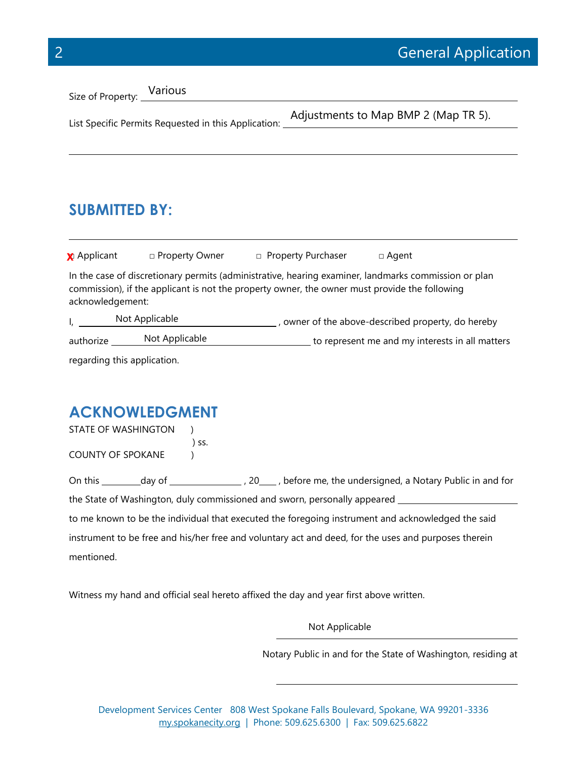Size of Property: Various

List Specific Permits Requested in this Application: Adjustments to Map BMP 2 (Map TR 5).

## SUBMITTED BY:

X Applicant &nbsp;&nbsp;&nbsp; □ Property Owner &nbsp;&nbsp;&nbsp; □ Property Purchaser &nbsp;&nbsp;&nbsp; □ Agent

In the case of discretionary permits (administrative, hearing examiner, landmarks commission or plan commission), if the applicant is not the property owner, the owner must provide the following acknowledgement:

I, Not Applicable, owner of the above-described property, do hereby authorize Not Applicable to represent me and my interests in all matters regarding this application.

## ACKNOWLEDGMENT

STATE OF WASHINGTON )
) ss.
COUNTY OF SPOKANE )

On this ________day of ________________ , 20____ , before me, the undersigned, a Notary Public in and for the State of Washington, duly commissioned and sworn, personally appeared __________________________ to me known to be the individual that executed the foregoing instrument and acknowledged the said instrument to be free and his/her free and voluntary act and deed, for the uses and purposes therein mentioned.

Witness my hand and official seal hereto affixed the day and year first above written.

Not Applicable

Notary Public in and for the State of Washington, residing at

______________________________

Development Services Center 808 West Spokane Falls Boulevard, Spokane, WA 99201-3336
my.spokanecity.org | Phone: 509.625.6300 | Fax: 509.625.6822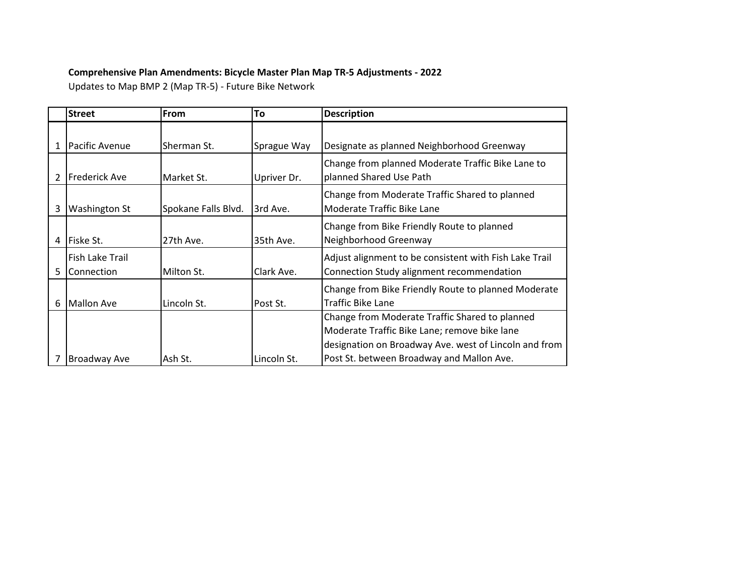**Comprehensive Plan Amendments: Bicycle Master Plan Map TR-5 Adjustments - 2022**

Updates to Map BMP 2 (Map TR-5) - Future Bike Network

| | Street | From | To | Description |
|---|---|---|---|---|
| 1 | Pacific Avenue | Sherman St. | Sprague Way | Designate as planned Neighborhood Greenway |
| 2 | Frederick Ave | Market St. | Upriver Dr. | Change from planned Moderate Traffic Bike Lane to planned Shared Use Path |
| 3 | Washington St | Spokane Falls Blvd. | 3rd Ave. | Change from Moderate Traffic Shared to planned Moderate Traffic Bike Lane |
| 4 | Fiske St. | 27th Ave. | 35th Ave. | Change from Bike Friendly Route to planned Neighborhood Greenway |
| 5 | Fish Lake Trail Connection | Milton St. | Clark Ave. | Adjust alignment to be consistent with Fish Lake Trail Connection Study alignment recommendation |
| 6 | Mallon Ave | Lincoln St. | Post St. | Change from Bike Friendly Route to planned Moderate Traffic Bike Lane |
| 7 | Broadway Ave | Ash St. | Lincoln St. | Change from Moderate Traffic Shared to planned Moderate Traffic Bike Lane; remove bike lane designation on Broadway Ave. west of Lincoln and from Post St. between Broadway and Mallon Ave. |